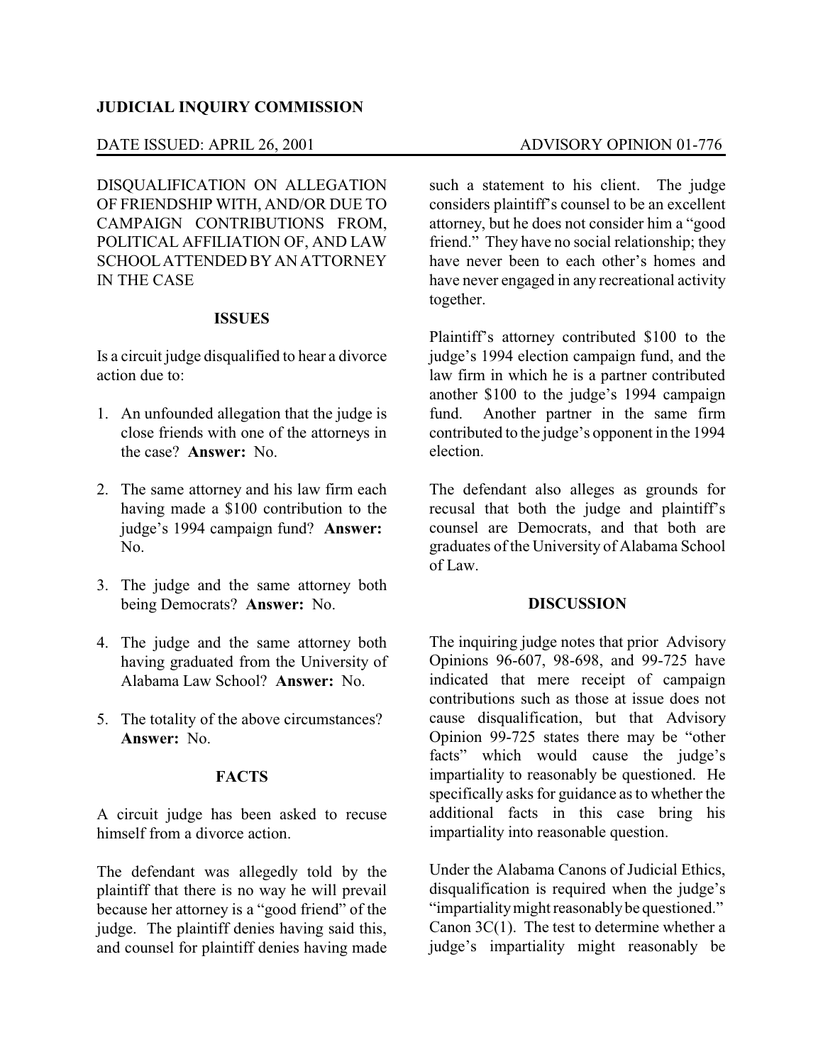**JUDICIAL INQUIRY COMMISSION**

DATE ISSUED: APRIL 26, 2001 ADVISORY OPINION 01-776

DISQUALIFICATION ON ALLEGATION OF FRIENDSHIP WITH, AND/OR DUE TO CAMPAIGN CONTRIBUTIONS FROM, POLITICAL AFFILIATION OF, AND LAW SCHOOL ATTENDED BY AN ATTORNEY IN THE CASE

**ISSUES**

Is a circuit judge disqualified to hear a divorce action due to:

1. An unfounded allegation that the judge is close friends with one of the attorneys in the case? **Answer:** No.
2. The same attorney and his law firm each having made a $100 contribution to the judge's 1994 campaign fund? **Answer:** No.
3. The judge and the same attorney both being Democrats? **Answer:** No.
4. The judge and the same attorney both having graduated from the University of Alabama Law School? **Answer:** No.
5. The totality of the above circumstances? **Answer:** No.

**FACTS**

A circuit judge has been asked to recuse himself from a divorce action.

The defendant was allegedly told by the plaintiff that there is no way he will prevail because her attorney is a "good friend" of the judge. The plaintiff denies having said this, and counsel for plaintiff denies having made such a statement to his client. The judge considers plaintiff's counsel to be an excellent attorney, but he does not consider him a "good friend." They have no social relationship; they have never been to each other's homes and have never engaged in any recreational activity together.

Plaintiff's attorney contributed $100 to the judge's 1994 election campaign fund, and the law firm in which he is a partner contributed another $100 to the judge's 1994 campaign fund. Another partner in the same firm contributed to the judge's opponent in the 1994 election.

The defendant also alleges as grounds for recusal that both the judge and plaintiff's counsel are Democrats, and that both are graduates of the University of Alabama School of Law.

**DISCUSSION**

The inquiring judge notes that prior Advisory Opinions 96-607, 98-698, and 99-725 have indicated that mere receipt of campaign contributions such as those at issue does not cause disqualification, but that Advisory Opinion 99-725 states there may be "other facts" which would cause the judge's impartiality to reasonably be questioned. He specifically asks for guidance as to whether the additional facts in this case bring his impartiality into reasonable question.

Under the Alabama Canons of Judicial Ethics, disqualification is required when the judge's "impartiality might reasonably be questioned." Canon 3C(1). The test to determine whether a judge's impartiality might reasonably be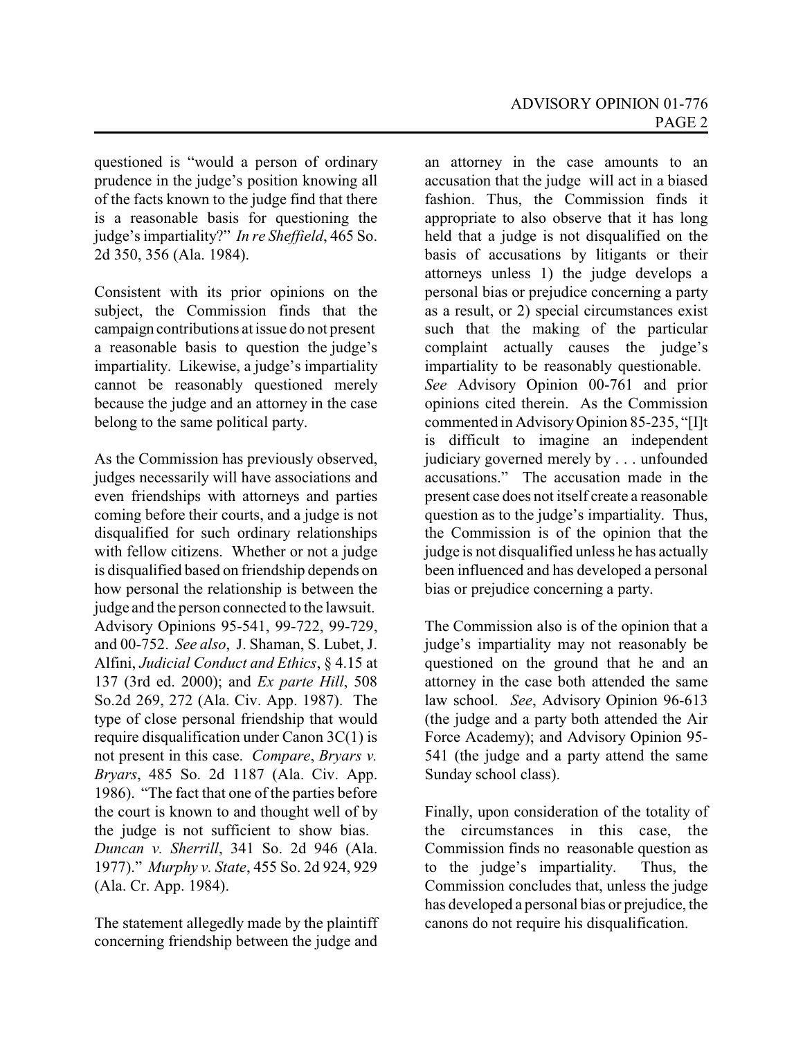questioned is "would a person of ordinary prudence in the judge's position knowing all of the facts known to the judge find that there is a reasonable basis for questioning the judge's impartiality?" *In re Sheffield*, 465 So. 2d 350, 356 (Ala. 1984).

Consistent with its prior opinions on the subject, the Commission finds that the campaign contributions at issue do not present a reasonable basis to question the judge's impartiality. Likewise, a judge's impartiality cannot be reasonably questioned merely because the judge and an attorney in the case belong to the same political party.

As the Commission has previously observed, judges necessarily will have associations and even friendships with attorneys and parties coming before their courts, and a judge is not disqualified for such ordinary relationships with fellow citizens. Whether or not a judge is disqualified based on friendship depends on how personal the relationship is between the judge and the person connected to the lawsuit. Advisory Opinions 95-541, 99-722, 99-729, and 00-752. *See also*, J. Shaman, S. Lubet, J. Alfini, *Judicial Conduct and Ethics*, § 4.15 at 137 (3rd ed. 2000); and *Ex parte Hill*, 508 So.2d 269, 272 (Ala. Civ. App. 1987). The type of close personal friendship that would require disqualification under Canon 3C(1) is not present in this case. *Compare*, *Bryars v. Bryars*, 485 So. 2d 1187 (Ala. Civ. App. 1986). "The fact that one of the parties before the court is known to and thought well of by the judge is not sufficient to show bias. *Duncan v. Sherrill*, 341 So. 2d 946 (Ala. 1977)." *Murphy v. State*, 455 So. 2d 924, 929 (Ala. Cr. App. 1984).

The statement allegedly made by the plaintiff concerning friendship between the judge and an attorney in the case amounts to an accusation that the judge will act in a biased fashion. Thus, the Commission finds it appropriate to also observe that it has long held that a judge is not disqualified on the basis of accusations by litigants or their attorneys unless 1) the judge develops a personal bias or prejudice concerning a party as a result, or 2) special circumstances exist such that the making of the particular complaint actually causes the judge's impartiality to be reasonably questionable. *See* Advisory Opinion 00-761 and prior opinions cited therein. As the Commission commented in Advisory Opinion 85-235, "[I]t is difficult to imagine an independent judiciary governed merely by . . . unfounded accusations." The accusation made in the present case does not itself create a reasonable question as to the judge's impartiality. Thus, the Commission is of the opinion that the judge is not disqualified unless he has actually been influenced and has developed a personal bias or prejudice concerning a party.

The Commission also is of the opinion that a judge's impartiality may not reasonably be questioned on the ground that he and an attorney in the case both attended the same law school. *See*, Advisory Opinion 96-613 (the judge and a party both attended the Air Force Academy); and Advisory Opinion 95-541 (the judge and a party attend the same Sunday school class).

Finally, upon consideration of the totality of the circumstances in this case, the Commission finds no reasonable question as to the judge's impartiality. Thus, the Commission concludes that, unless the judge has developed a personal bias or prejudice, the canons do not require his disqualification.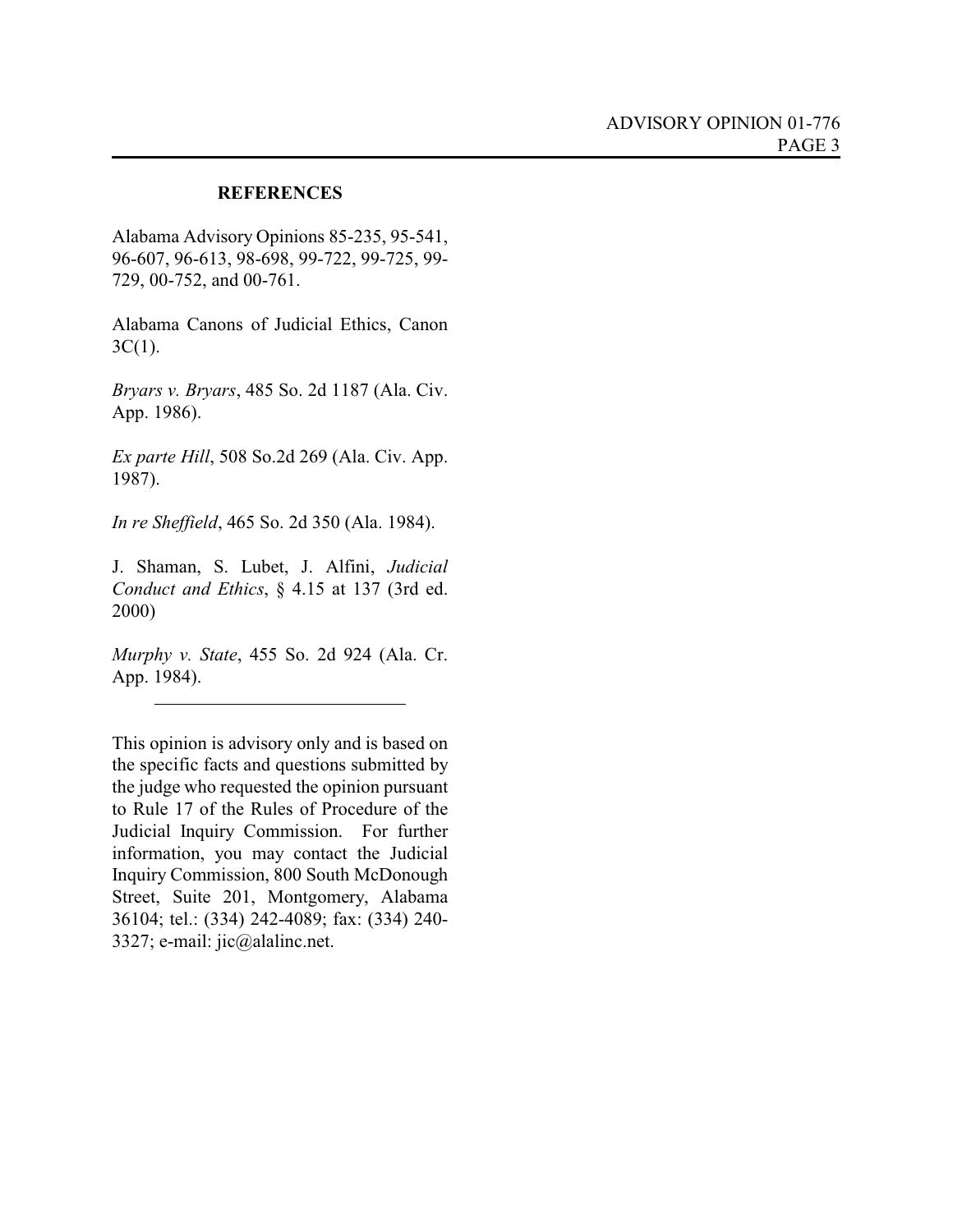## REFERENCES

Alabama Advisory Opinions 85-235, 95-541, 96-607, 96-613, 98-698, 99-722, 99-725, 99-729, 00-752, and 00-761.

Alabama Canons of Judicial Ethics, Canon 3C(1).

*Bryars v. Bryars*, 485 So. 2d 1187 (Ala. Civ. App. 1986).

*Ex parte Hill*, 508 So.2d 269 (Ala. Civ. App. 1987).

*In re Sheffield*, 465 So. 2d 350 (Ala. 1984).

J. Shaman, S. Lubet, J. Alfini, *Judicial Conduct and Ethics*, § 4.15 at 137 (3rd ed. 2000)

*Murphy v. State*, 455 So. 2d 924 (Ala. Cr. App. 1984).

---

This opinion is advisory only and is based on the specific facts and questions submitted by the judge who requested the opinion pursuant to Rule 17 of the Rules of Procedure of the Judicial Inquiry Commission. For further information, you may contact the Judicial Inquiry Commission, 800 South McDonough Street, Suite 201, Montgomery, Alabama 36104; tel.: (334) 242-4089; fax: (334) 240-3327; e-mail: jic@alalinc.net.